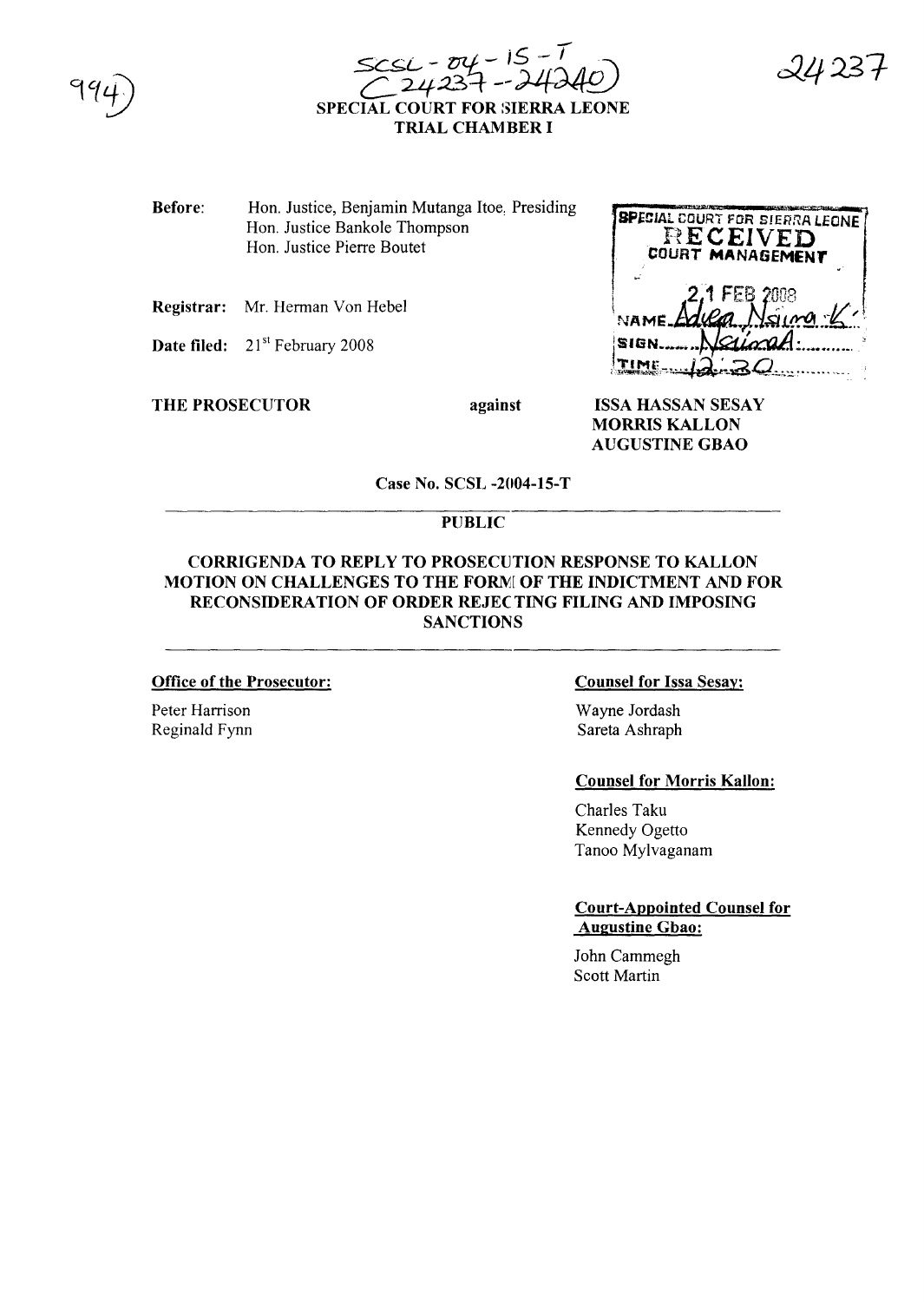SCSL - 04 - 15 - T
( 24237 - 24240)

24237

994

**SPECIAL COURT FOR SIERRA LEONE**
**TRIAL CHAMBER I**

**Before:** Hon. Justice, Benjamin Mutanga Itoe, Presiding
Hon. Justice Bankole Thompson
Hon. Justice Pierre Boutet

**Registrar:** Mr. Herman Von Hebel

**Date filed:** 21st February 2008

SPECIAL COURT FOR SIERRA LEONE
RECEIVED
COURT MANAGEMENT
21 FEB 2008
NAME Adiea Naima K
SIGN Naima
TIME 12:30

**THE PROSECUTOR** against **ISSA HASSAN SESAY**
**MORRIS KALLON**
**AUGUSTINE GBAO**

**Case No. SCSL -2004-15-T**

**PUBLIC**

**CORRIGENDA TO REPLY TO PROSECUTION RESPONSE TO KALLON MOTION ON CHALLENGES TO THE FORM OF THE INDICTMENT AND FOR RECONSIDERATION OF ORDER REJECTING FILING AND IMPOSING SANCTIONS**

**Office of the Prosecutor:**

Peter Harrison
Reginald Fynn

**Counsel for Issa Sesay:**

Wayne Jordash
Sareta Ashraph

**Counsel for Morris Kallon:**

Charles Taku
Kennedy Ogetto
Tanoo Mylvaganam

**Court-Appointed Counsel for Augustine Gbao:**

John Cammegh
Scott Martin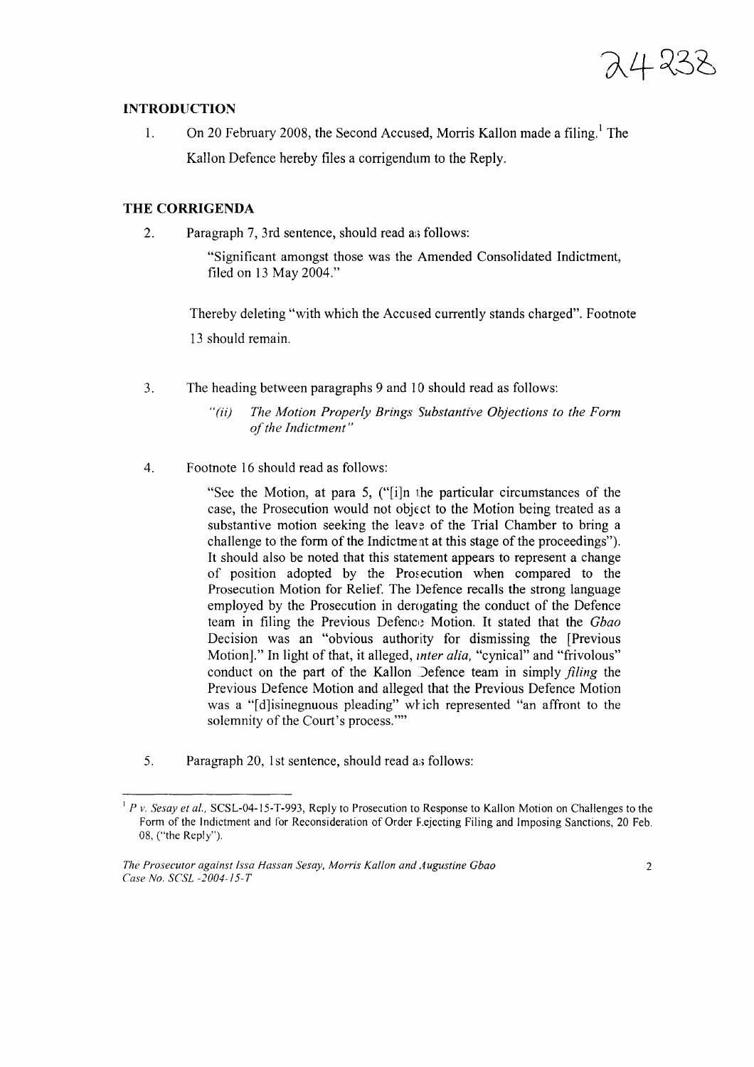## INTRODUCTION

1. On 20 February 2008, the Second Accused, Morris Kallon made a filing.[1] The Kallon Defence hereby files a corrigendum to the Reply.

## THE CORRIGENDA

2. Paragraph 7, 3rd sentence, should read as follows:

   > "Significant amongst those was the Amended Consolidated Indictment, filed on 13 May 2004."

   Thereby deleting "with which the Accused currently stands charged". Footnote 13 should remain.

3. The heading between paragraphs 9 and 10 should read as follows:

   > *"(ii) The Motion Properly Brings Substantive Objections to the Form of the Indictment"*

4. Footnote 16 should read as follows:

   > "See the Motion, at para 5, ("[i]n the particular circumstances of the case, the Prosecution would not object to the Motion being treated as a substantive motion seeking the leave of the Trial Chamber to bring a challenge to the form of the Indictment at this stage of the proceedings"). It should also be noted that this statement appears to represent a change of position adopted by the Prosecution when compared to the Prosecution Motion for Relief. The Defence recalls the strong language employed by the Prosecution in derogating the conduct of the Defence team in filing the Previous Defence Motion. It stated that the *Gbao* Decision was an "obvious authority for dismissing the [Previous Motion]." In light of that, it alleged, *inter alia*, "cynical" and "frivolous" conduct on the part of the Kallon Defence team in simply *filing* the Previous Defence Motion and alleged that the Previous Defence Motion was a "[d]isinegnuous pleading" which represented "an affront to the solemnity of the Court's process.""

5. Paragraph 20, 1st sentence, should read as follows:

---

[1] *P v. Sesay et al.*, SCSL-04-15-T-993, Reply to Prosecution to Response to Kallon Motion on Challenges to the Form of the Indictment and for Reconsideration of Order Rejecting Filing and Imposing Sanctions, 20 Feb. 08, ("the Reply").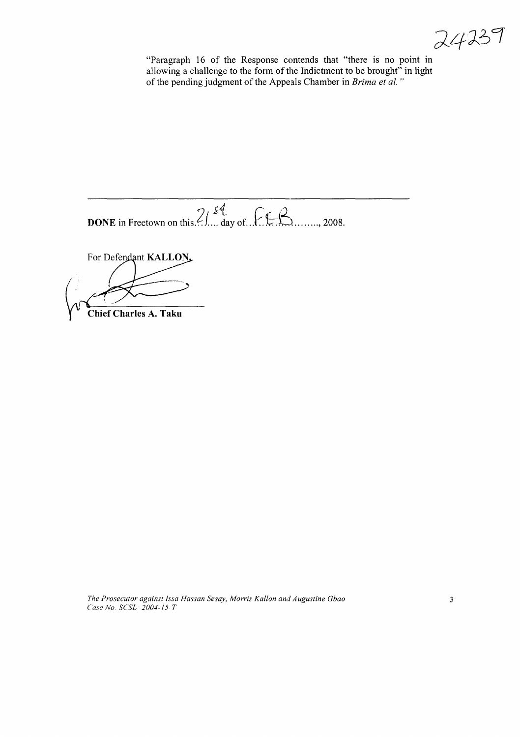"Paragraph 16 of the Response contends that "there is no point in allowing a challenge to the form of the Indictment to be brought" in light of the pending judgment of the Appeals Chamber in *Brima et al.* "

---

**DONE** in Freetown on this 21st day of FEB, 2008.

For Defendant **KALLON**,

**Chief Charles A. Taku**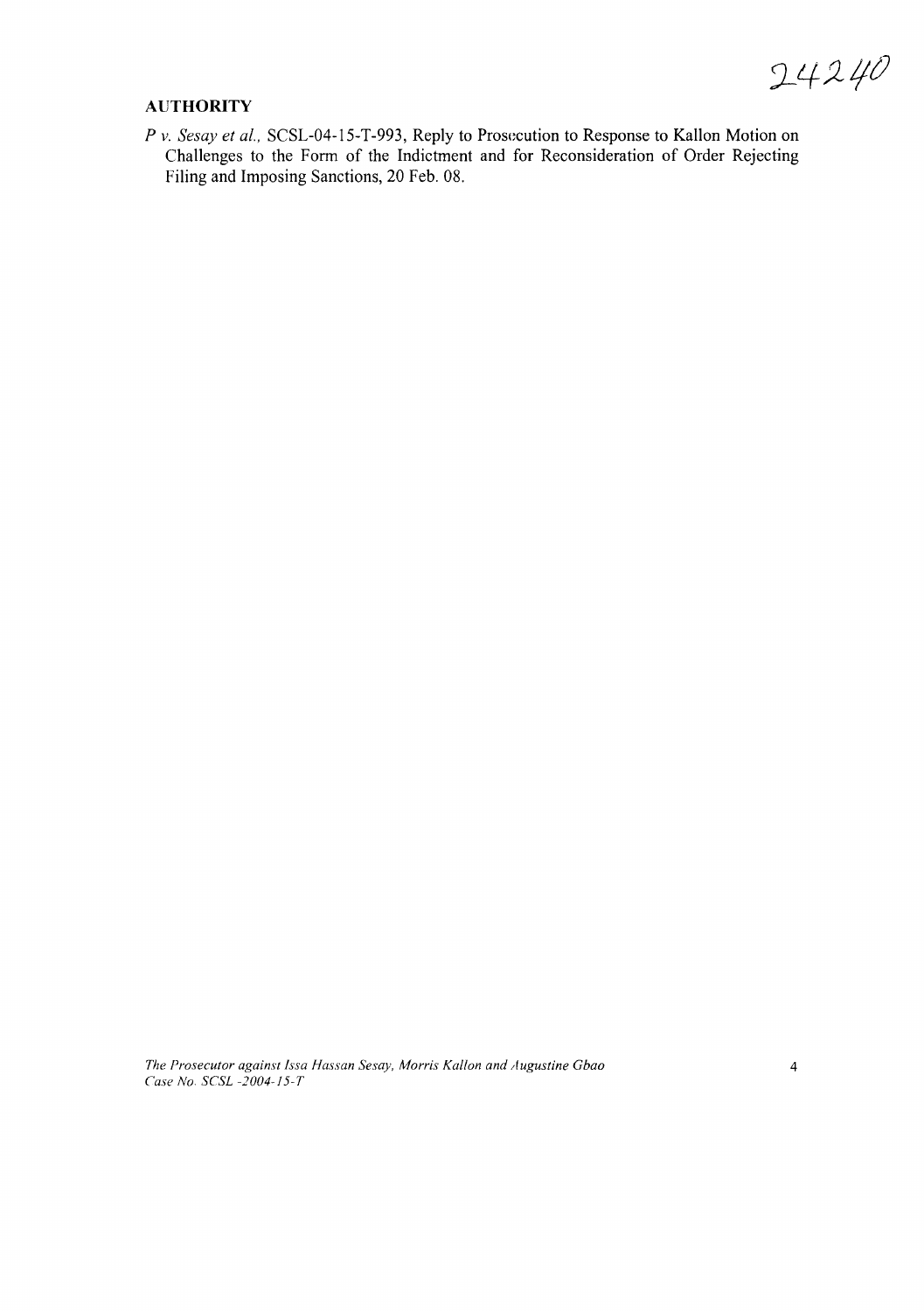**AUTHORITY**

*P v. Sesay et al.*, SCSL-04-15-T-993, Reply to Prosecution to Response to Kallon Motion on Challenges to the Form of the Indictment and for Reconsideration of Order Rejecting Filing and Imposing Sanctions, 20 Feb. 08.